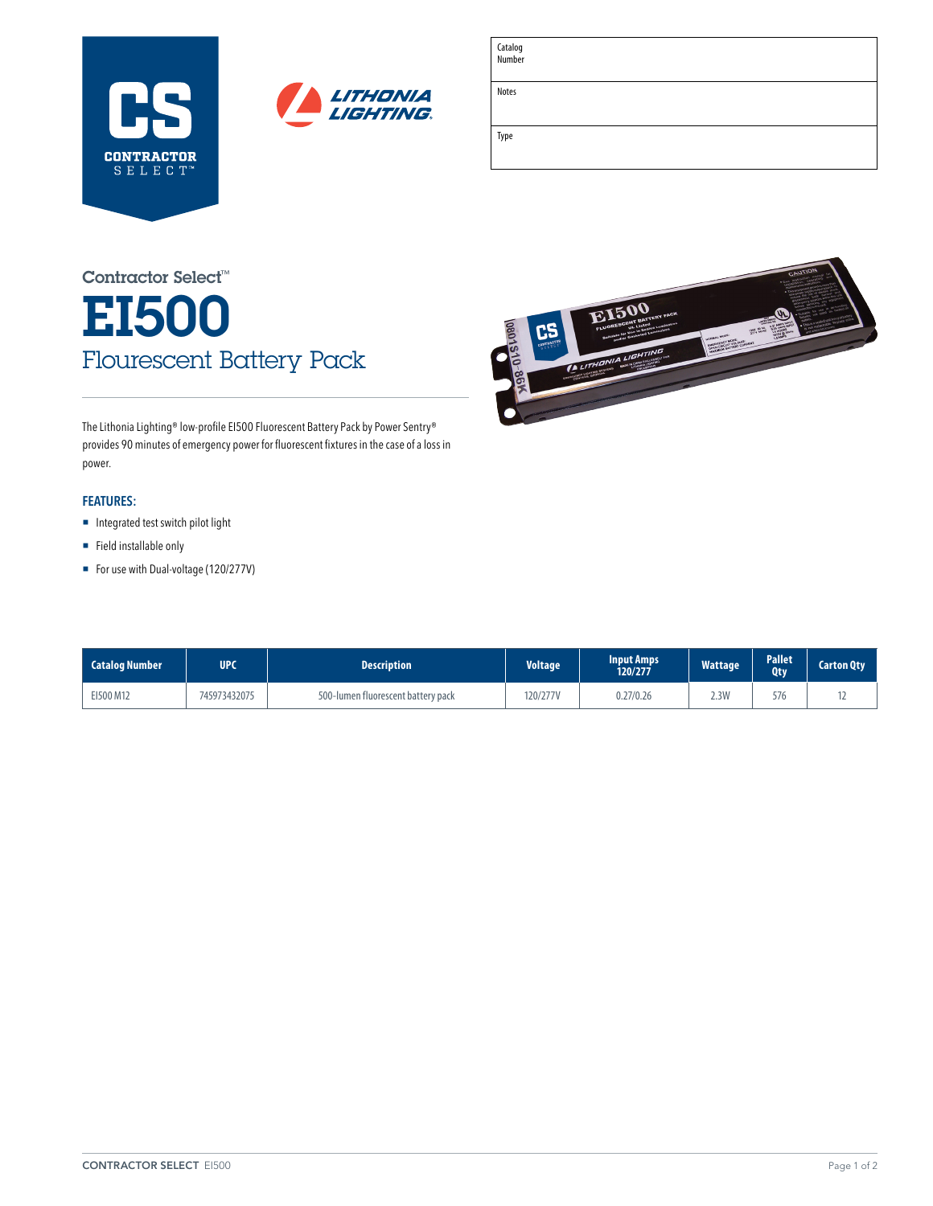| Catalog Number | |
|---|---|
| Notes | |
| Type | |

Contractor Select™

# EI500

## Flourescent Battery Pack

The Lithonia Lighting® low-profile EI500 Fluorescent Battery Pack by Power Sentry® provides 90 minutes of emergency power for fluorescent fixtures in the case of a loss in power.

### FEATURES:

- Integrated test switch pilot light
- Field installable only
- For use with Dual-voltage (120/277V)

| Catalog Number | UPC | Description | Voltage | Input Amps 120/277 | Wattage | Pallet Qty | Carton Qty |
|---|---|---|---|---|---|---|---|
| EI500 M12 | 745973432075 | 500-lumen fluorescent battery pack | 120/277V | 0.27/0.26 | 2.3W | 576 | 12 |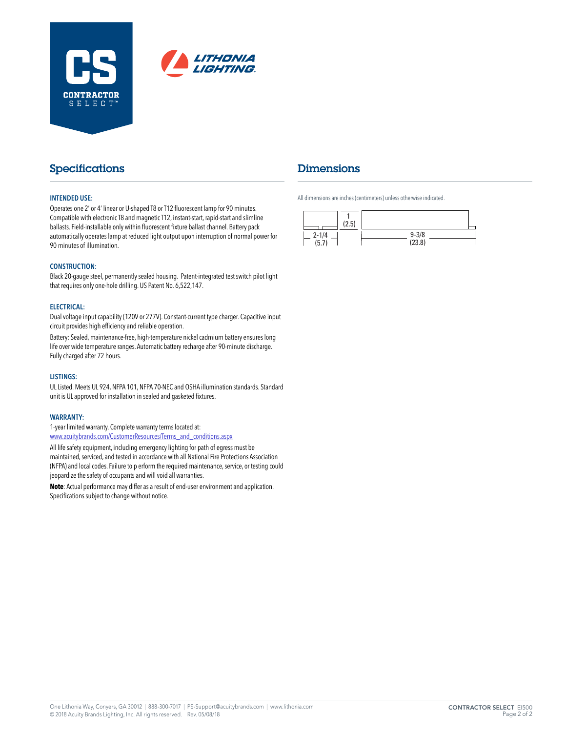## Specifications

**INTENDED USE:**

Operates one 2' or 4' linear or U-shaped T8 or T12 fluorescent lamp for 90 minutes. Compatible with electronic T8 and magnetic T12, instant-start, rapid-start and slimline ballasts. Field-installable only within fluorescent fixture ballast channel. Battery pack automatically operates lamp at reduced light output upon interruption of normal power for 90 minutes of illumination.

**CONSTRUCTION:**

Black 20-gauge steel, permanently sealed housing. Patent-integrated test switch pilot light that requires only one-hole drilling. US Patent No. 6,522,147.

**ELECTRICAL:**

Dual voltage input capability (120V or 277V). Constant-current type charger. Capacitive input circuit provides high efficiency and reliable operation.

Battery: Sealed, maintenance-free, high-temperature nickel cadmium battery ensures long life over wide temperature ranges. Automatic battery recharge after 90-minute discharge. Fully charged after 72 hours.

**LISTINGS:**

UL Listed. Meets UL 924, NFPA 101, NFPA 70-NEC and OSHA illumination standards. Standard unit is UL approved for installation in sealed and gasketed fixtures.

**WARRANTY:**

1-year limited warranty. Complete warranty terms located at:
www.acuitybrands.com/CustomerResources/Terms_and_conditions.aspx

All life safety equipment, including emergency lighting for path of egress must be maintained, serviced, and tested in accordance with all National Fire Protections Association (NFPA) and local codes. Failure to p erform the required maintenance, service, or testing could jeopardize the safety of occupants and will void all warranties.

**Note**: Actual performance may differ as a result of end-user environment and application. Specifications subject to change without notice.

## Dimensions

All dimensions are inches (centimeters) unless otherwise indicated.

1
(2.5)

2-1/4
(5.7)

9-3/8
(23.8)

One Lithonia Way, Conyers, GA 30012 | 888-300-7017 | PS-Support@acuitybrands.com | www.lithonia.com
© 2018 Acuity Brands Lighting, Inc. All rights reserved. Rev. 05/08/18

CONTRACTOR SELECT EI500